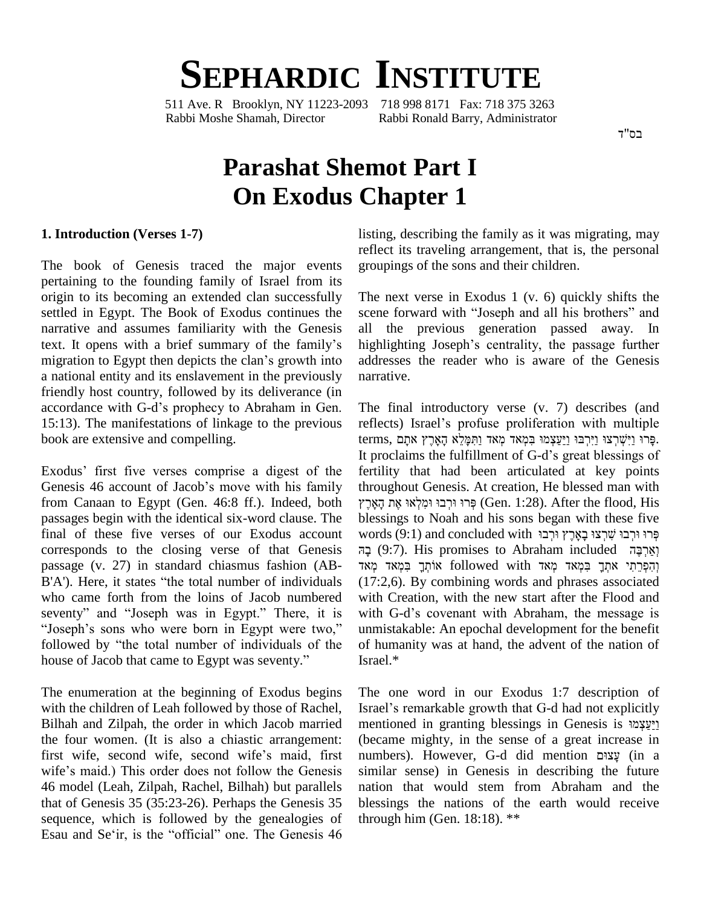# SEPHARDIC INSTITUTE

511 Ave. R Brooklyn, NY 11223-2093 718 998 8171 Fax: 718 375 3263
Rabbi Moshe Shamah, Director Rabbi Ronald Barry, Administrator

בס"ד

# Parashat Shemot Part I
# On Exodus Chapter 1

### 1. Introduction (Verses 1-7)

The book of Genesis traced the major events pertaining to the founding family of Israel from its origin to its becoming an extended clan successfully settled in Egypt. The Book of Exodus continues the narrative and assumes familiarity with the Genesis text. It opens with a brief summary of the family's migration to Egypt then depicts the clan's growth into a national entity and its enslavement in the previously friendly host country, followed by its deliverance (in accordance with G-d's prophecy to Abraham in Gen. 15:13). The manifestations of linkage to the previous book are extensive and compelling.

Exodus' first five verses comprise a digest of the Genesis 46 account of Jacob's move with his family from Canaan to Egypt (Gen. 46:8 ff.). Indeed, both passages begin with the identical six-word clause. The final of these five verses of our Exodus account corresponds to the closing verse of that Genesis passage (v. 27) in standard chiasmus fashion (AB-B'A'). Here, it states "the total number of individuals who came forth from the loins of Jacob numbered seventy" and "Joseph was in Egypt." There, it is "Joseph's sons who were born in Egypt were two," followed by "the total number of individuals of the house of Jacob that came to Egypt was seventy."

The enumeration at the beginning of Exodus begins with the children of Leah followed by those of Rachel, Bilhah and Zilpah, the order in which Jacob married the four women. (It is also a chiastic arrangement: first wife, second wife, second wife's maid, first wife's maid.) This order does not follow the Genesis 46 model (Leah, Zilpah, Rachel, Bilhah) but parallels that of Genesis 35 (35:23-26). Perhaps the Genesis 35 sequence, which is followed by the genealogies of Esau and Se'ir, is the "official" one. The Genesis 46 listing, describing the family as it was migrating, may reflect its traveling arrangement, that is, the personal groupings of the sons and their children.

The next verse in Exodus 1 (v. 6) quickly shifts the scene forward with "Joseph and all his brothers" and all the previous generation passed away. In highlighting Joseph's centrality, the passage further addresses the reader who is aware of the Genesis narrative.

The final introductory verse (v. 7) describes (and reflects) Israel's profuse proliferation with multiple terms, פָּרוּ וַיִּשְׁרְצוּ וַיִּרְבּוּ וַיַּעַצְמוּ בִּמְאֹד מְאֹד וַתִּמָּלֵא הָאָרֶץ אֹתָם. It proclaims the fulfillment of G-d's great blessings of fertility that had been articulated at key points throughout Genesis. At creation, He blessed man with פְּרוּ וּרְבוּ וּמִלְאוּ אֶת הָאָרֶץ (Gen. 1:28). After the flood, His blessings to Noah and his sons began with these five words (9:1) and concluded with פְּרוּ וּרְבוּ שִׁרְצוּ בָאָרֶץ וּרְבוּ בָהּ (9:7). His promises to Abraham included וְאַרְבֶּה אוֹתְךָ בִּמְאֹד מְאֹד followed with וְהִפְרֵתִי אֹתְךָ בִּמְאֹד מְאֹד (17:2,6). By combining words and phrases associated with Creation, with the new start after the Flood and with G-d's covenant with Abraham, the message is unmistakable: An epochal development for the benefit of humanity was at hand, the advent of the nation of Israel.*

The one word in our Exodus 1:7 description of Israel's remarkable growth that G-d had not explicitly mentioned in granting blessings in Genesis is וַיַּעַצְמוּ (became mighty, in the sense of a great increase in numbers). However, G-d did mention עָצוּם (in a similar sense) in Genesis in describing the future nation that would stem from Abraham and the blessings the nations of the earth would receive through him (Gen. 18:18). **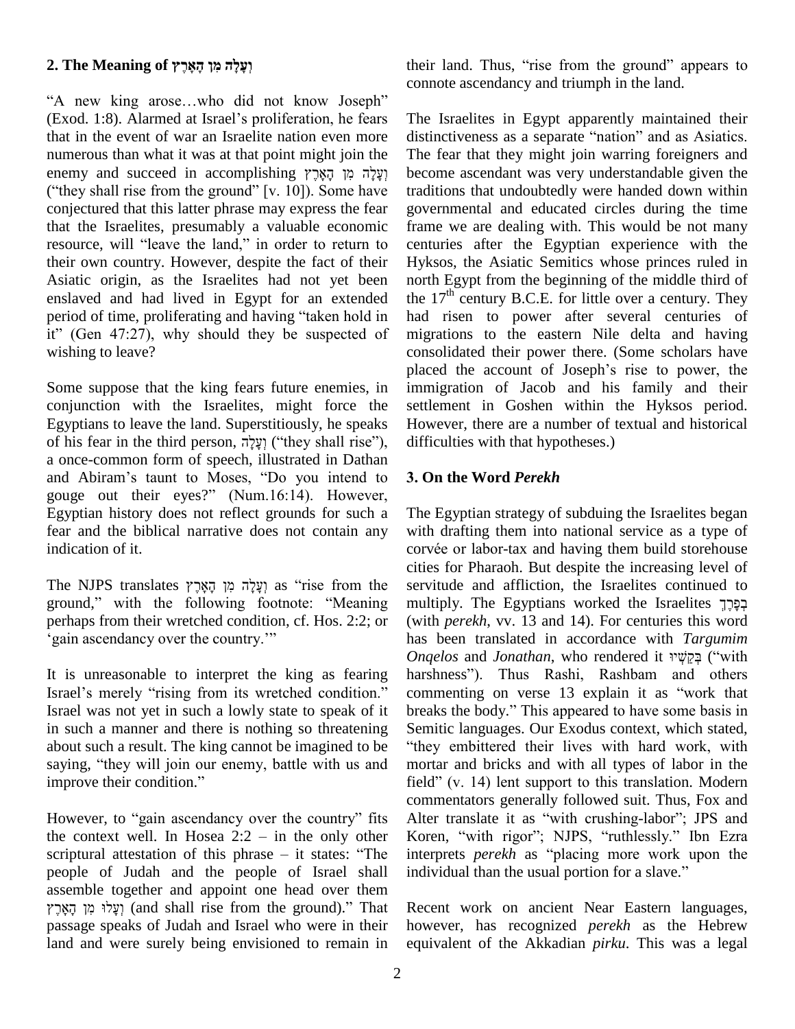## 2. The Meaning of וְעָלָה מִן הָאָרֶץ

"A new king arose…who did not know Joseph" (Exod. 1:8). Alarmed at Israel's proliferation, he fears that in the event of war an Israelite nation even more numerous than what it was at that point might join the enemy and succeed in accomplishing וְעָלָה מִן הָאָרֶץ ("they shall rise from the ground" [v. 10]). Some have conjectured that this latter phrase may express the fear that the Israelites, presumably a valuable economic resource, will "leave the land," in order to return to their own country. However, despite the fact of their Asiatic origin, as the Israelites had not yet been enslaved and had lived in Egypt for an extended period of time, proliferating and having "taken hold in it" (Gen 47:27), why should they be suspected of wishing to leave?

Some suppose that the king fears future enemies, in conjunction with the Israelites, might force the Egyptians to leave the land. Superstitiously, he speaks of his fear in the third person, וְעָלָה ("they shall rise"), a once-common form of speech, illustrated in Dathan and Abiram's taunt to Moses, "Do you intend to gouge out their eyes?" (Num.16:14). However, Egyptian history does not reflect grounds for such a fear and the biblical narrative does not contain any indication of it.

The NJPS translates וְעָלָה מִן הָאָרֶץ as "rise from the ground," with the following footnote: "Meaning perhaps from their wretched condition, cf. Hos. 2:2; or 'gain ascendancy over the country.'"

It is unreasonable to interpret the king as fearing Israel's merely "rising from its wretched condition." Israel was not yet in such a lowly state to speak of it in such a manner and there is nothing so threatening about such a result. The king cannot be imagined to be saying, "they will join our enemy, battle with us and improve their condition."

However, to "gain ascendancy over the country" fits the context well. In Hosea 2:2 – in the only other scriptural attestation of this phrase – it states: "The people of Judah and the people of Israel shall assemble together and appoint one head over them וְעָלוּ מִן הָאָרֶץ (and shall rise from the ground)." That passage speaks of Judah and Israel who were in their land and were surely being envisioned to remain in their land. Thus, "rise from the ground" appears to connote ascendancy and triumph in the land.

The Israelites in Egypt apparently maintained their distinctiveness as a separate "nation" and as Asiatics. The fear that they might join warring foreigners and become ascendant was very understandable given the traditions that undoubtedly were handed down within governmental and educated circles during the time frame we are dealing with. This would be not many centuries after the Egyptian experience with the Hyksos, the Asiatic Semitics whose princes ruled in north Egypt from the beginning of the middle third of the 17th century B.C.E. for little over a century. They had risen to power after several centuries of migrations to the eastern Nile delta and having consolidated their power there. (Some scholars have placed the account of Joseph's rise to power, the immigration of Jacob and his family and their settlement in Goshen within the Hyksos period. However, there are a number of textual and historical difficulties with that hypotheses.)

## 3. On the Word *Perekh*

The Egyptian strategy of subduing the Israelites began with drafting them into national service as a type of corvée or labor-tax and having them build storehouse cities for Pharaoh. But despite the increasing level of servitude and affliction, the Israelites continued to multiply. The Egyptians worked the Israelites בְּפָרֶךְ (with *perekh*, vv. 13 and 14). For centuries this word has been translated in accordance with *Targumim Onqelos* and *Jonathan*, who rendered it בְּקַשְׁיוּ ("with harshness"). Thus Rashi, Rashbam and others commenting on verse 13 explain it as "work that breaks the body." This appeared to have some basis in Semitic languages. Our Exodus context, which stated, "they embittered their lives with hard work, with mortar and bricks and with all types of labor in the field" (v. 14) lent support to this translation. Modern commentators generally followed suit. Thus, Fox and Alter translate it as "with crushing-labor"; JPS and Koren, "with rigor"; NJPS, "ruthlessly." Ibn Ezra interprets *perekh* as "placing more work upon the individual than the usual portion for a slave."

Recent work on ancient Near Eastern languages, however, has recognized *perekh* as the Hebrew equivalent of the Akkadian *pirku*. This was a legal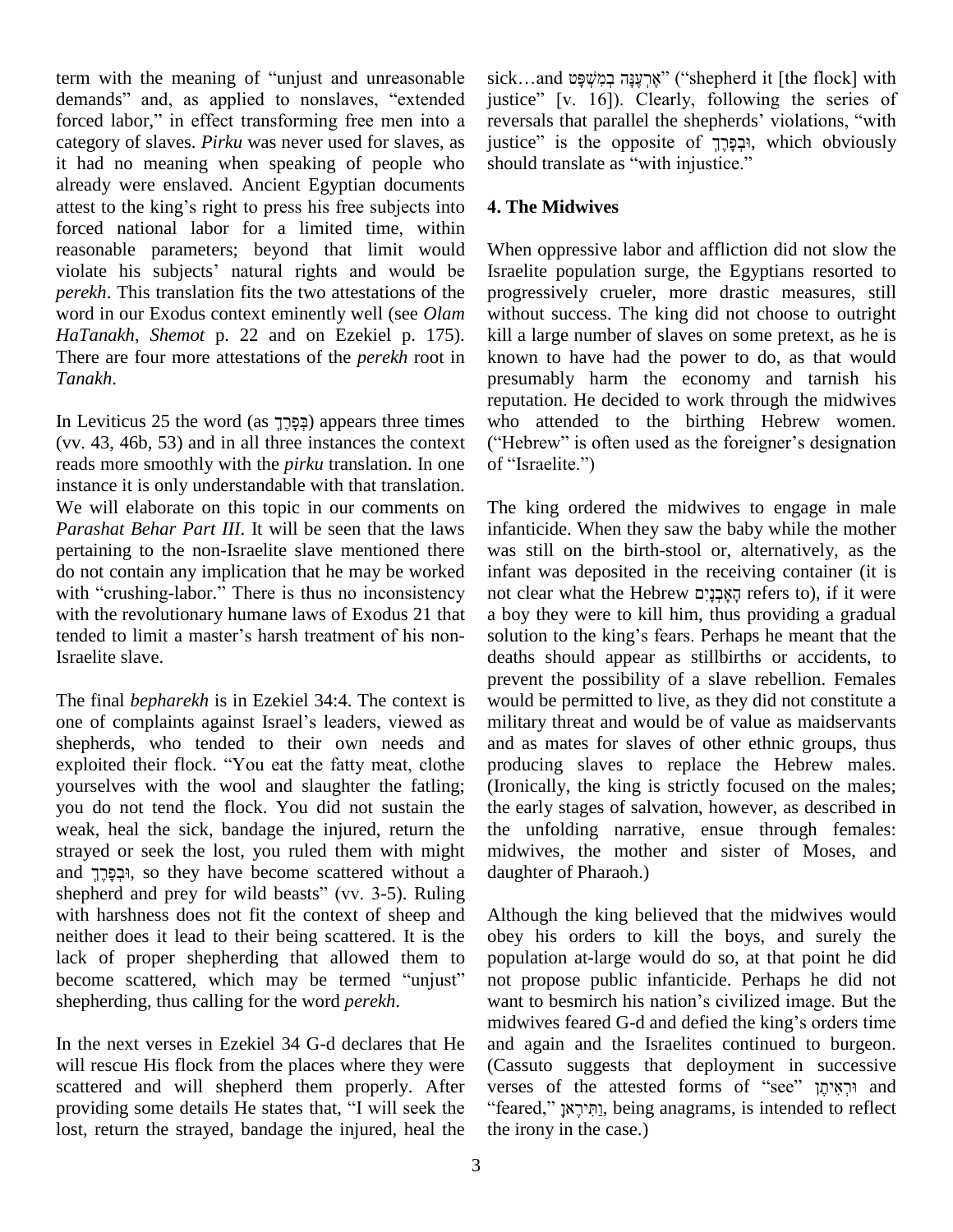term with the meaning of "unjust and unreasonable demands" and, as applied to nonslaves, "extended forced labor," in effect transforming free men into a category of slaves. *Pirku* was never used for slaves, as it had no meaning when speaking of people who already were enslaved. Ancient Egyptian documents attest to the king's right to press his free subjects into forced national labor for a limited time, within reasonable parameters; beyond that limit would violate his subjects' natural rights and would be *perekh*. This translation fits the two attestations of the word in our Exodus context eminently well (see *Olam HaTanakh*, *Shemot* p. 22 and on Ezekiel p. 175). There are four more attestations of the *perekh* root in *Tanakh*.

In Leviticus 25 the word (as בְּפָרֶךְ) appears three times (vv. 43, 46b, 53) and in all three instances the context reads more smoothly with the *pirku* translation. In one instance it is only understandable with that translation. We will elaborate on this topic in our comments on *Parashat Behar Part III*. It will be seen that the laws pertaining to the non-Israelite slave mentioned there do not contain any implication that he may be worked with "crushing-labor." There is thus no inconsistency with the revolutionary humane laws of Exodus 21 that tended to limit a master's harsh treatment of his non-Israelite slave.

The final *bepharekh* is in Ezekiel 34:4. The context is one of complaints against Israel's leaders, viewed as shepherds, who tended to their own needs and exploited their flock. "You eat the fatty meat, clothe yourselves with the wool and slaughter the fatling; you do not tend the flock. You did not sustain the weak, heal the sick, bandage the injured, return the strayed or seek the lost, you ruled them with might and וּבְפָרֶךְ, so they have become scattered without a shepherd and prey for wild beasts" (vv. 3-5). Ruling with harshness does not fit the context of sheep and neither does it lead to their being scattered. It is the lack of proper shepherding that allowed them to become scattered, which may be termed "unjust" shepherding, thus calling for the word *perekh*.

In the next verses in Ezekiel 34 G-d declares that He will rescue His flock from the places where they were scattered and will shepherd them properly. After providing some details He states that, "I will seek the lost, return the strayed, bandage the injured, heal the sick…and אֶרְעֶנָּה בְמִשְׁפָּט" ("shepherd it [the flock] with justice" [v. 16]). Clearly, following the series of reversals that parallel the shepherds' violations, "with justice" is the opposite of וּבְפָרֶךְ, which obviously should translate as "with injustice."

## 4. The Midwives

When oppressive labor and affliction did not slow the Israelite population surge, the Egyptians resorted to progressively crueler, more drastic measures, still without success. The king did not choose to outright kill a large number of slaves on some pretext, as he is known to have had the power to do, as that would presumably harm the economy and tarnish his reputation. He decided to work through the midwives who attended to the birthing Hebrew women. ("Hebrew" is often used as the foreigner's designation of "Israelite.")

The king ordered the midwives to engage in male infanticide. When they saw the baby while the mother was still on the birth-stool or, alternatively, as the infant was deposited in the receiving container (it is not clear what the Hebrew הָאָבְנָיִם refers to), if it were a boy they were to kill him, thus providing a gradual solution to the king's fears. Perhaps he meant that the deaths should appear as stillbirths or accidents, to prevent the possibility of a slave rebellion. Females would be permitted to live, as they did not constitute a military threat and would be of value as maidservants and as mates for slaves of other ethnic groups, thus producing slaves to replace the Hebrew males. (Ironically, the king is strictly focused on the males; the early stages of salvation, however, as described in the unfolding narrative, ensue through females: midwives, the mother and sister of Moses, and daughter of Pharaoh.)

Although the king believed that the midwives would obey his orders to kill the boys, and surely the population at-large would do so, at that point he did not propose public infanticide. Perhaps he did not want to besmirch his nation's civilized image. But the midwives feared G-d and defied the king's orders time and again and the Israelites continued to burgeon. (Cassuto suggests that deployment in successive verses of the attested forms of "see" וּרְאִיתֶן and "feared," וַתִּירֶאןָ, being anagrams, is intended to reflect the irony in the case.)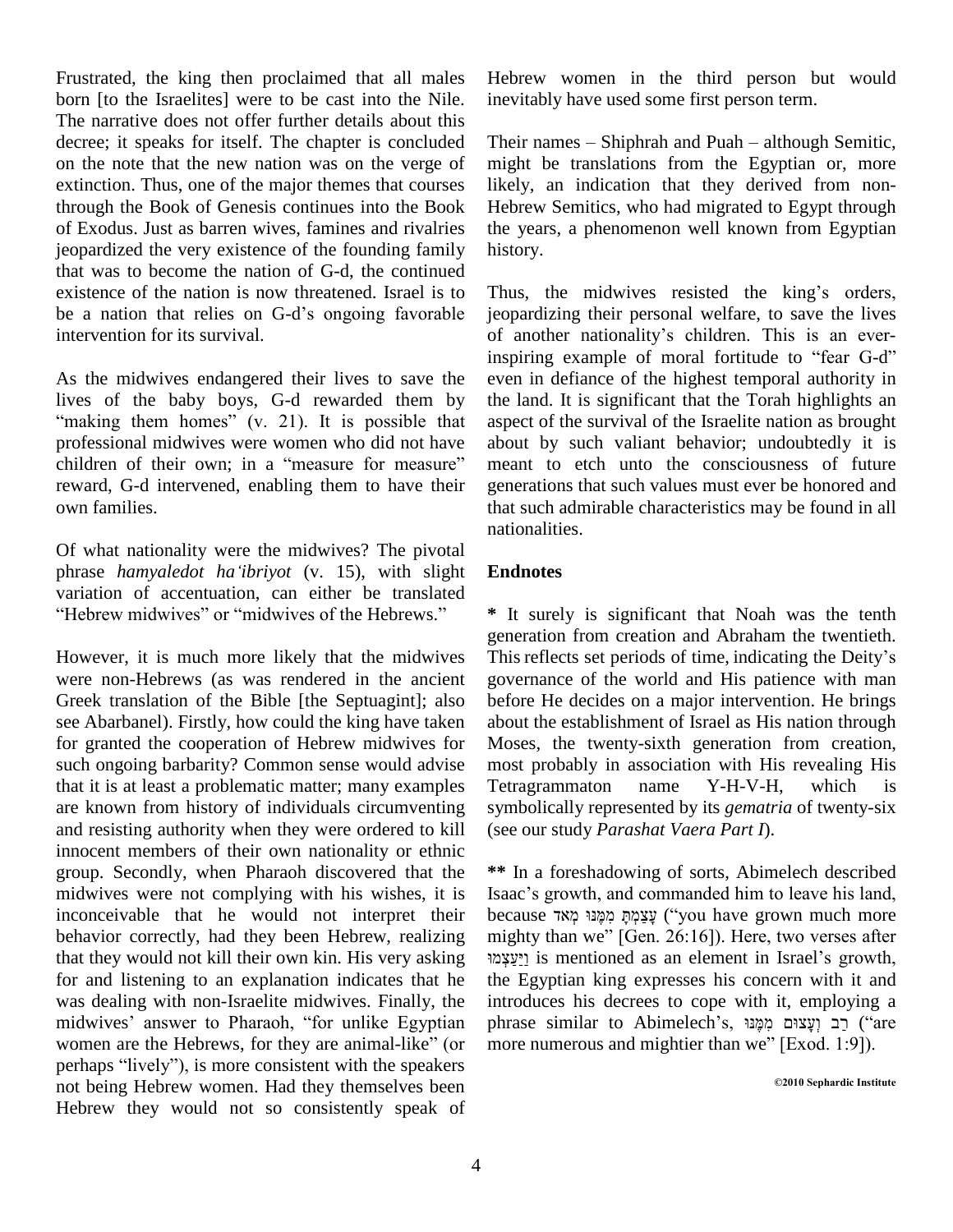Frustrated, the king then proclaimed that all males born [to the Israelites] were to be cast into the Nile. The narrative does not offer further details about this decree; it speaks for itself. The chapter is concluded on the note that the new nation was on the verge of extinction. Thus, one of the major themes that courses through the Book of Genesis continues into the Book of Exodus. Just as barren wives, famines and rivalries jeopardized the very existence of the founding family that was to become the nation of G-d, the continued existence of the nation is now threatened. Israel is to be a nation that relies on G-d's ongoing favorable intervention for its survival.

As the midwives endangered their lives to save the lives of the baby boys, G-d rewarded them by "making them homes" (v. 21). It is possible that professional midwives were women who did not have children of their own; in a "measure for measure" reward, G-d intervened, enabling them to have their own families.

Of what nationality were the midwives? The pivotal phrase *hamyaledot ha'ibriyot* (v. 15), with slight variation of accentuation, can either be translated "Hebrew midwives" or "midwives of the Hebrews."

However, it is much more likely that the midwives were non-Hebrews (as was rendered in the ancient Greek translation of the Bible [the Septuagint]; also see Abarbanel). Firstly, how could the king have taken for granted the cooperation of Hebrew midwives for such ongoing barbarity? Common sense would advise that it is at least a problematic matter; many examples are known from history of individuals circumventing and resisting authority when they were ordered to kill innocent members of their own nationality or ethnic group. Secondly, when Pharaoh discovered that the midwives were not complying with his wishes, it is inconceivable that he would not interpret their behavior correctly, had they been Hebrew, realizing that they would not kill their own kin. His very asking for and listening to an explanation indicates that he was dealing with non-Israelite midwives. Finally, the midwives' answer to Pharaoh, "for unlike Egyptian women are the Hebrews, for they are animal-like" (or perhaps "lively"), is more consistent with the speakers not being Hebrew women. Had they themselves been Hebrew they would not so consistently speak of Hebrew women in the third person but would inevitably have used some first person term.

Their names – Shiphrah and Puah – although Semitic, might be translations from the Egyptian or, more likely, an indication that they derived from non-Hebrew Semitics, who had migrated to Egypt through the years, a phenomenon well known from Egyptian history.

Thus, the midwives resisted the king's orders, jeopardizing their personal welfare, to save the lives of another nationality's children. This is an ever-inspiring example of moral fortitude to "fear G-d" even in defiance of the highest temporal authority in the land. It is significant that the Torah highlights an aspect of the survival of the Israelite nation as brought about by such valiant behavior; undoubtedly it is meant to etch unto the consciousness of future generations that such values must ever be honored and that such admirable characteristics may be found in all nationalities.

## Endnotes

**\*** It surely is significant that Noah was the tenth generation from creation and Abraham the twentieth. This reflects set periods of time, indicating the Deity's governance of the world and His patience with man before He decides on a major intervention. He brings about the establishment of Israel as His nation through Moses, the twenty-sixth generation from creation, most probably in association with His revealing His Tetragrammaton name Y-H-V-H, which is symbolically represented by its *gematria* of twenty-six (see our study *Parashat Vaera Part I*).

**\*\*** In a foreshadowing of sorts, Abimelech described Isaac's growth, and commanded him to leave his land, because עָצַמְתָּ מִמֶּנּוּ מְאֹד ("you have grown much more mighty than we" [Gen. 26:16]). Here, two verses after וַיַּעַצְמוּ is mentioned as an element in Israel's growth, the Egyptian king expresses his concern with it and introduces his decrees to cope with it, employing a phrase similar to Abimelech's, רַב וְעָצוּם מִמֶּנּוּ ("are more numerous and mightier than we" [Exod. 1:9]).

©2010 Sephardic Institute